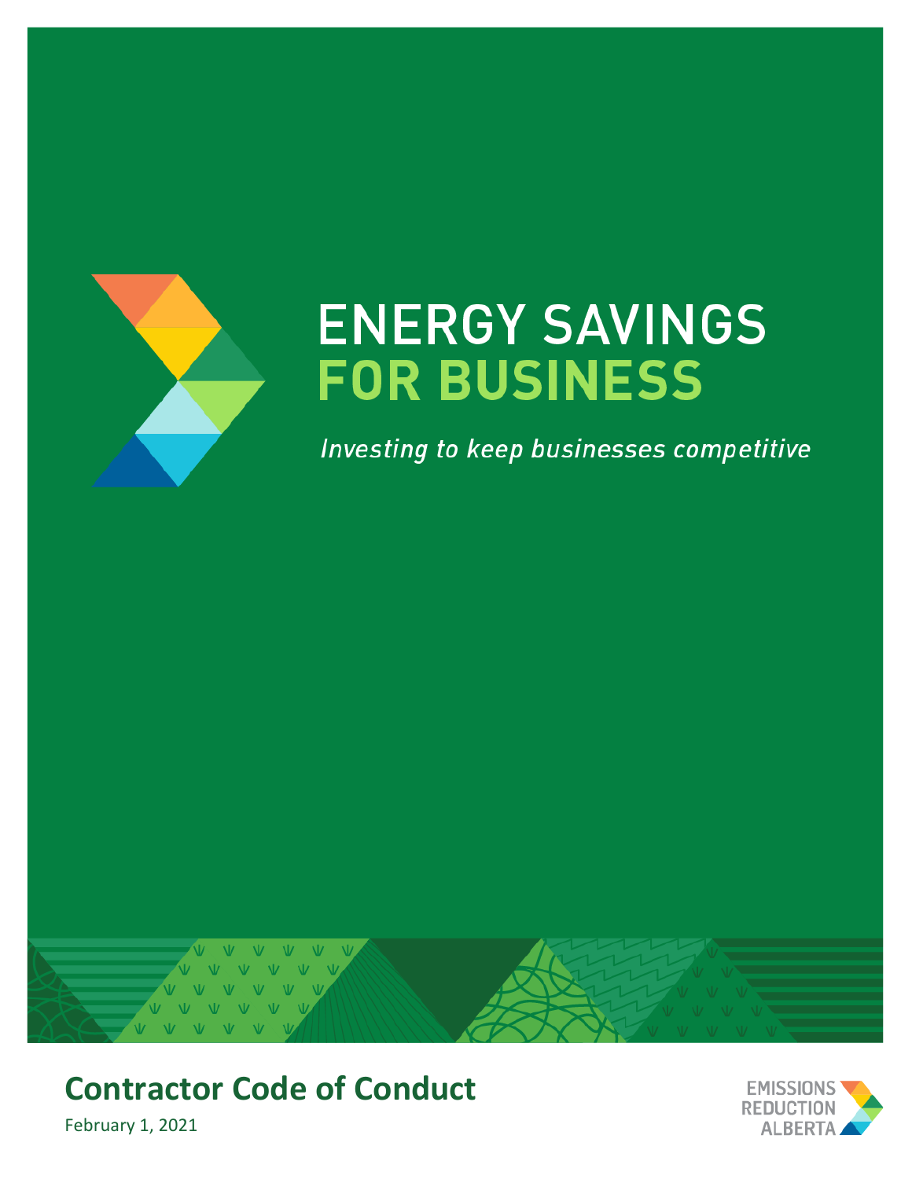# ENERGY SAVINGS FOR BUSINESS

*Investing to keep businesses competitive*

## Contractor Code of Conduct

February 1, 2021

EMISSIONS REDUCTION ALBERTA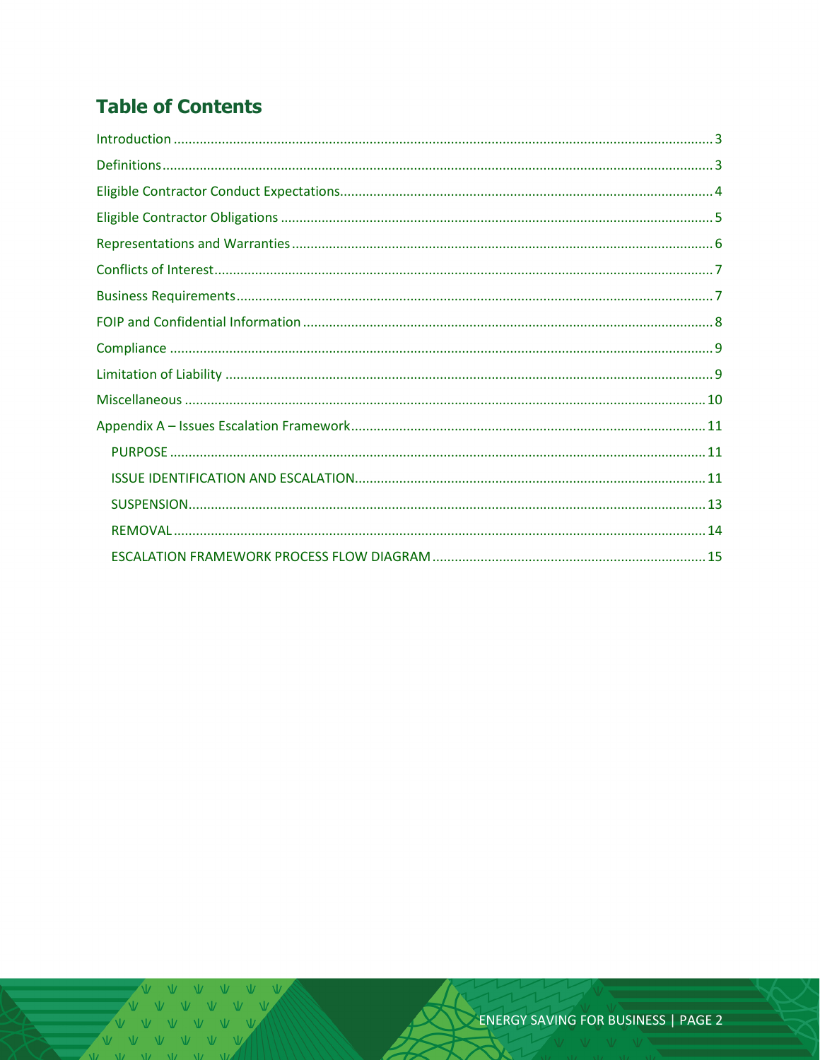## Table of Contents

- Introduction ..... 3
- Definitions ..... 3
- Eligible Contractor Conduct Expectations ..... 4
- Eligible Contractor Obligations ..... 5
- Representations and Warranties ..... 6
- Conflicts of Interest ..... 7
- Business Requirements ..... 7
- FOIP and Confidential Information ..... 8
- Compliance ..... 9
- Limitation of Liability ..... 9
- Miscellaneous ..... 10
- Appendix A – Issues Escalation Framework ..... 11
  - PURPOSE ..... 11
  - ISSUE IDENTIFICATION AND ESCALATION ..... 11
  - SUSPENSION ..... 13
  - REMOVAL ..... 14
  - ESCALATION FRAMEWORK PROCESS FLOW DIAGRAM ..... 15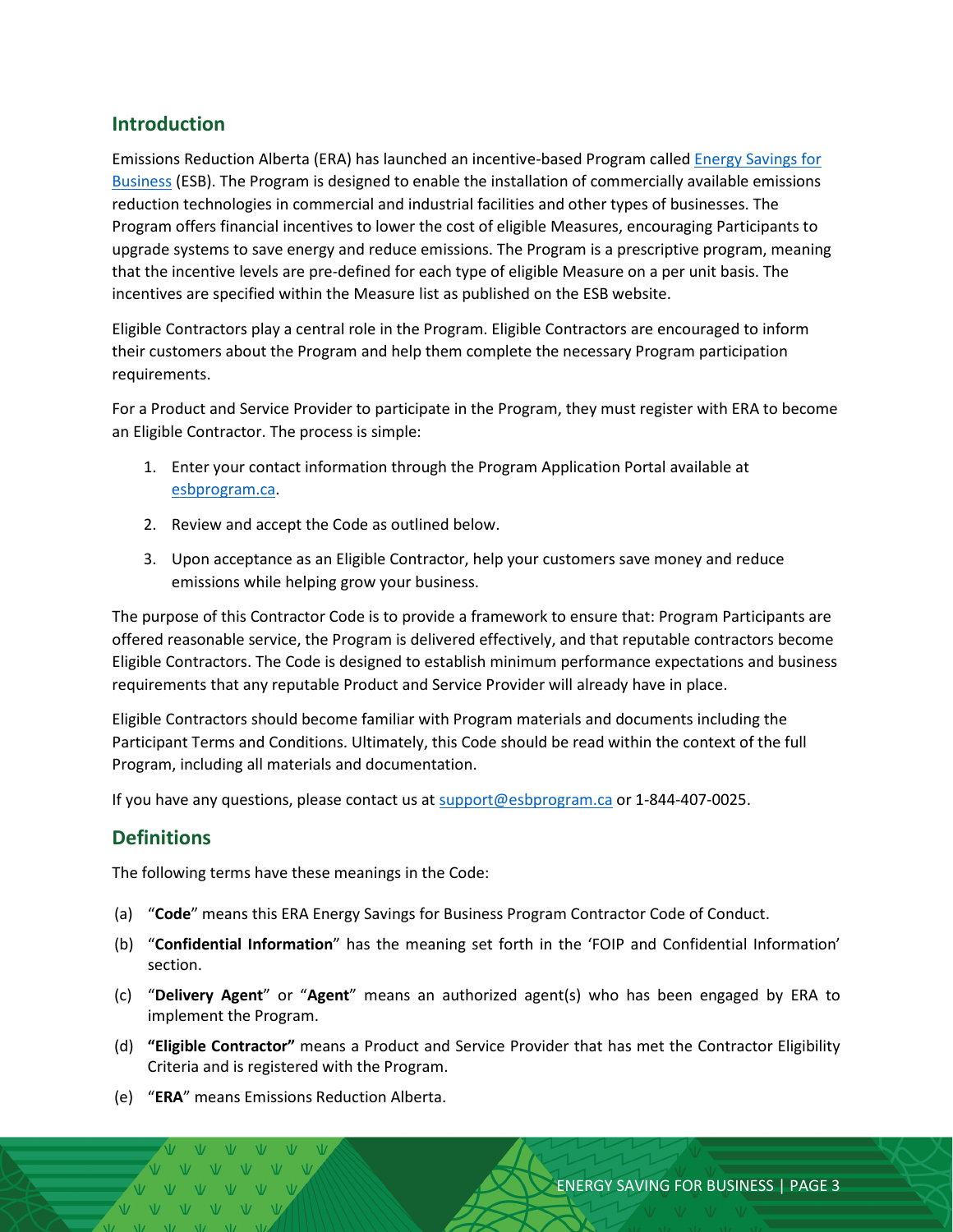## Introduction

Emissions Reduction Alberta (ERA) has launched an incentive-based Program called Energy Savings for Business (ESB). The Program is designed to enable the installation of commercially available emissions reduction technologies in commercial and industrial facilities and other types of businesses. The Program offers financial incentives to lower the cost of eligible Measures, encouraging Participants to upgrade systems to save energy and reduce emissions. The Program is a prescriptive program, meaning that the incentive levels are pre-defined for each type of eligible Measure on a per unit basis. The incentives are specified within the Measure list as published on the ESB website.

Eligible Contractors play a central role in the Program. Eligible Contractors are encouraged to inform their customers about the Program and help them complete the necessary Program participation requirements.

For a Product and Service Provider to participate in the Program, they must register with ERA to become an Eligible Contractor. The process is simple:

1. Enter your contact information through the Program Application Portal available at esbprogram.ca.
2. Review and accept the Code as outlined below.
3. Upon acceptance as an Eligible Contractor, help your customers save money and reduce emissions while helping grow your business.

The purpose of this Contractor Code is to provide a framework to ensure that: Program Participants are offered reasonable service, the Program is delivered effectively, and that reputable contractors become Eligible Contractors. The Code is designed to establish minimum performance expectations and business requirements that any reputable Product and Service Provider will already have in place.

Eligible Contractors should become familiar with Program materials and documents including the Participant Terms and Conditions. Ultimately, this Code should be read within the context of the full Program, including all materials and documentation.

If you have any questions, please contact us at support@esbprogram.ca or 1-844-407-0025.

## Definitions

The following terms have these meanings in the Code:

(a) "**Code**" means this ERA Energy Savings for Business Program Contractor Code of Conduct.

(b) "**Confidential Information**" has the meaning set forth in the 'FOIP and Confidential Information' section.

(c) "**Delivery Agent**" or "**Agent**" means an authorized agent(s) who has been engaged by ERA to implement the Program.

(d) **"Eligible Contractor"** means a Product and Service Provider that has met the Contractor Eligibility Criteria and is registered with the Program.

(e) "**ERA**" means Emissions Reduction Alberta.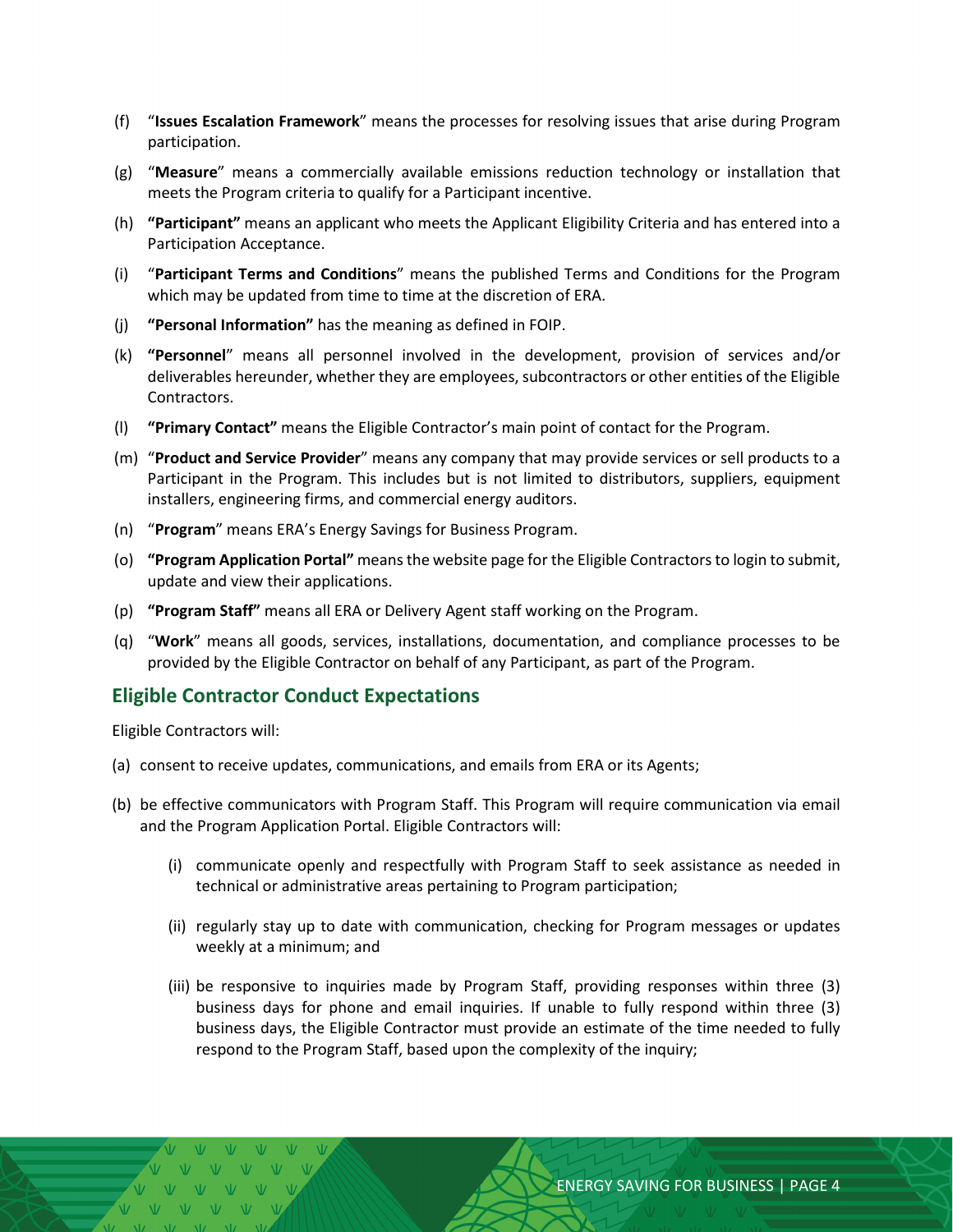(f) "**Issues Escalation Framework**" means the processes for resolving issues that arise during Program participation.

(g) "**Measure**" means a commercially available emissions reduction technology or installation that meets the Program criteria to qualify for a Participant incentive.

(h) **"Participant"** means an applicant who meets the Applicant Eligibility Criteria and has entered into a Participation Acceptance.

(i) "**Participant Terms and Conditions**" means the published Terms and Conditions for the Program which may be updated from time to time at the discretion of ERA.

(j) **"Personal Information"** has the meaning as defined in FOIP.

(k) **"Personnel**" means all personnel involved in the development, provision of services and/or deliverables hereunder, whether they are employees, subcontractors or other entities of the Eligible Contractors.

(l) **"Primary Contact"** means the Eligible Contractor's main point of contact for the Program.

(m) "**Product and Service Provider**" means any company that may provide services or sell products to a Participant in the Program. This includes but is not limited to distributors, suppliers, equipment installers, engineering firms, and commercial energy auditors.

(n) "**Program**" means ERA's Energy Savings for Business Program.

(o) **"Program Application Portal"** means the website page for the Eligible Contractors to login to submit, update and view their applications.

(p) **"Program Staff"** means all ERA or Delivery Agent staff working on the Program.

(q) "**Work**" means all goods, services, installations, documentation, and compliance processes to be provided by the Eligible Contractor on behalf of any Participant, as part of the Program.

## Eligible Contractor Conduct Expectations

Eligible Contractors will:

(a) consent to receive updates, communications, and emails from ERA or its Agents;

(b) be effective communicators with Program Staff. This Program will require communication via email and the Program Application Portal. Eligible Contractors will:

   (i) communicate openly and respectfully with Program Staff to seek assistance as needed in technical or administrative areas pertaining to Program participation;

   (ii) regularly stay up to date with communication, checking for Program messages or updates weekly at a minimum; and

   (iii) be responsive to inquiries made by Program Staff, providing responses within three (3) business days for phone and email inquiries. If unable to fully respond within three (3) business days, the Eligible Contractor must provide an estimate of the time needed to fully respond to the Program Staff, based upon the complexity of the inquiry;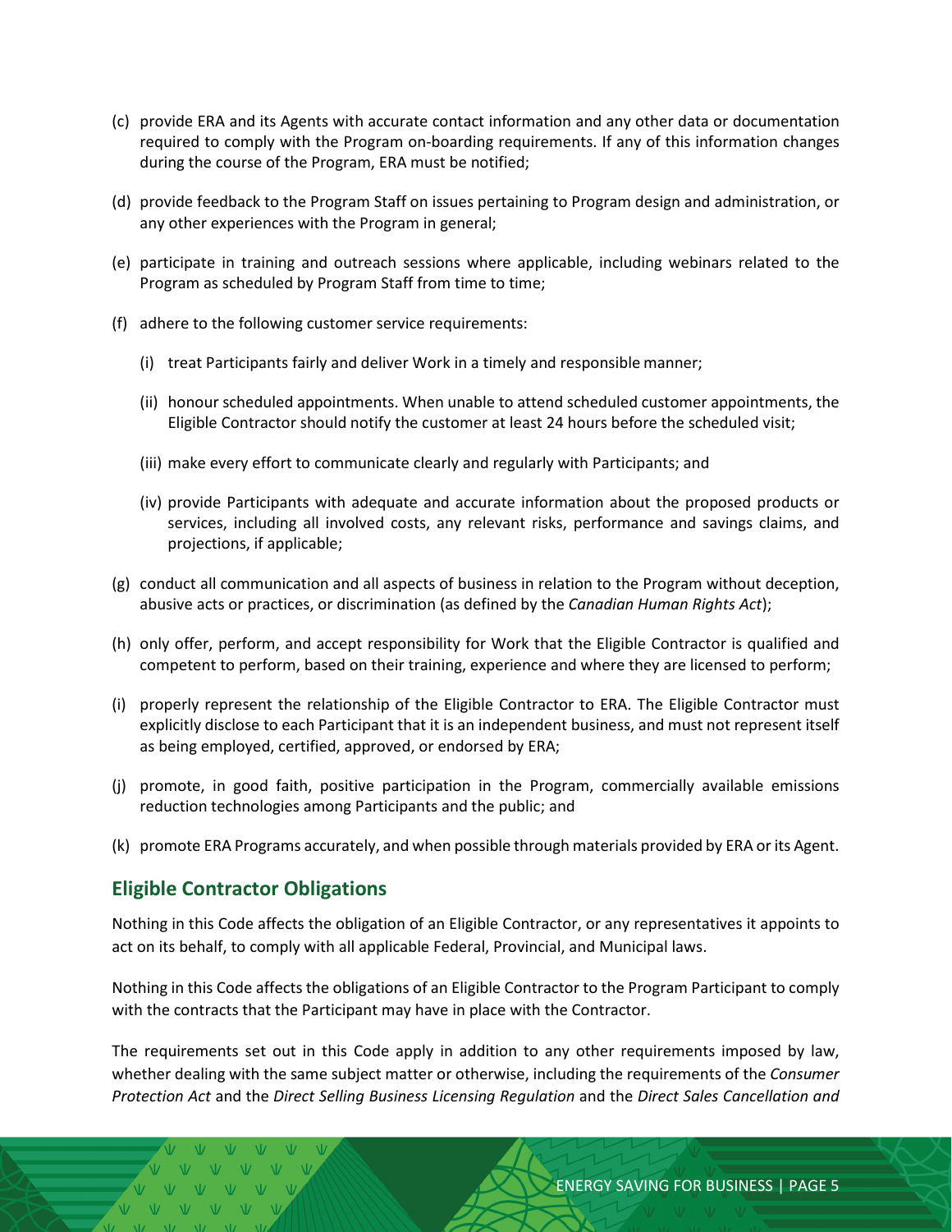(c) provide ERA and its Agents with accurate contact information and any other data or documentation required to comply with the Program on-boarding requirements. If any of this information changes during the course of the Program, ERA must be notified;

(d) provide feedback to the Program Staff on issues pertaining to Program design and administration, or any other experiences with the Program in general;

(e) participate in training and outreach sessions where applicable, including webinars related to the Program as scheduled by Program Staff from time to time;

(f) adhere to the following customer service requirements:

  (i) treat Participants fairly and deliver Work in a timely and responsible manner;

  (ii) honour scheduled appointments. When unable to attend scheduled customer appointments, the Eligible Contractor should notify the customer at least 24 hours before the scheduled visit;

  (iii) make every effort to communicate clearly and regularly with Participants; and

  (iv) provide Participants with adequate and accurate information about the proposed products or services, including all involved costs, any relevant risks, performance and savings claims, and projections, if applicable;

(g) conduct all communication and all aspects of business in relation to the Program without deception, abusive acts or practices, or discrimination (as defined by the *Canadian Human Rights Act*);

(h) only offer, perform, and accept responsibility for Work that the Eligible Contractor is qualified and competent to perform, based on their training, experience and where they are licensed to perform;

(i) properly represent the relationship of the Eligible Contractor to ERA. The Eligible Contractor must explicitly disclose to each Participant that it is an independent business, and must not represent itself as being employed, certified, approved, or endorsed by ERA;

(j) promote, in good faith, positive participation in the Program, commercially available emissions reduction technologies among Participants and the public; and

(k) promote ERA Programs accurately, and when possible through materials provided by ERA or its Agent.

## Eligible Contractor Obligations

Nothing in this Code affects the obligation of an Eligible Contractor, or any representatives it appoints to act on its behalf, to comply with all applicable Federal, Provincial, and Municipal laws.

Nothing in this Code affects the obligations of an Eligible Contractor to the Program Participant to comply with the contracts that the Participant may have in place with the Contractor.

The requirements set out in this Code apply in addition to any other requirements imposed by law, whether dealing with the same subject matter or otherwise, including the requirements of the *Consumer Protection Act* and the *Direct Selling Business Licensing Regulation* and the *Direct Sales Cancellation and*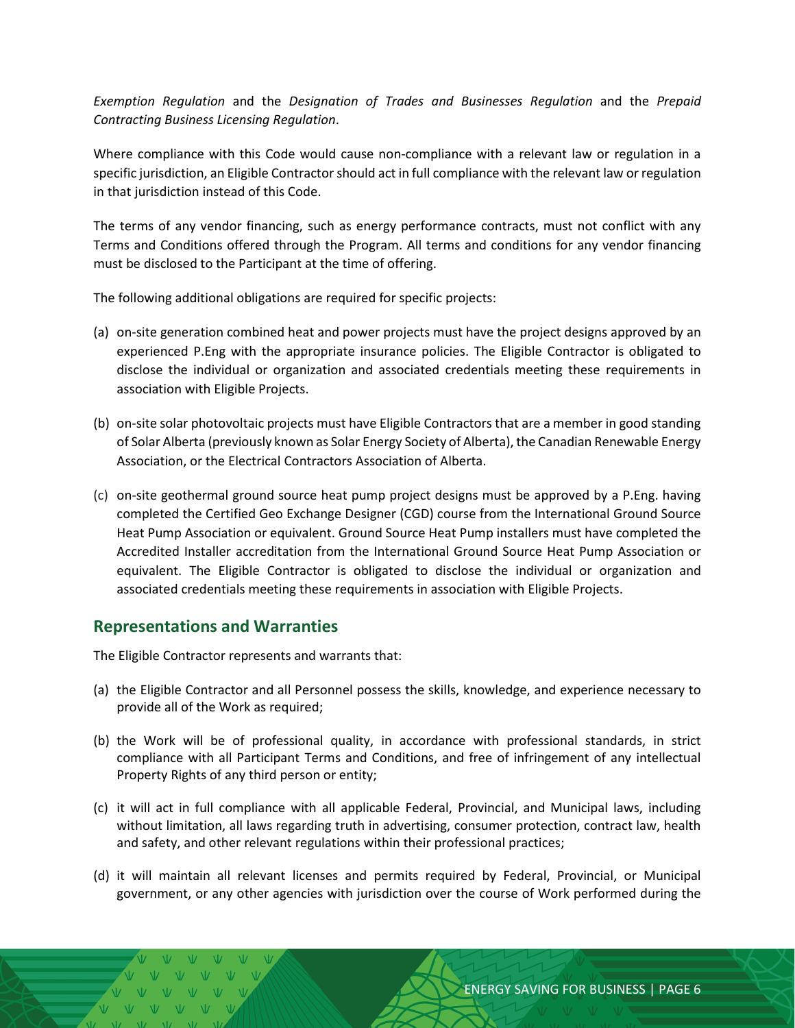*Exemption Regulation* and the *Designation of Trades and Businesses Regulation* and the *Prepaid Contracting Business Licensing Regulation*.

Where compliance with this Code would cause non-compliance with a relevant law or regulation in a specific jurisdiction, an Eligible Contractor should act in full compliance with the relevant law or regulation in that jurisdiction instead of this Code.

The terms of any vendor financing, such as energy performance contracts, must not conflict with any Terms and Conditions offered through the Program. All terms and conditions for any vendor financing must be disclosed to the Participant at the time of offering.

The following additional obligations are required for specific projects:

(a) on-site generation combined heat and power projects must have the project designs approved by an experienced P.Eng with the appropriate insurance policies. The Eligible Contractor is obligated to disclose the individual or organization and associated credentials meeting these requirements in association with Eligible Projects.

(b) on-site solar photovoltaic projects must have Eligible Contractors that are a member in good standing of Solar Alberta (previously known as Solar Energy Society of Alberta), the Canadian Renewable Energy Association, or the Electrical Contractors Association of Alberta.

(c) on-site geothermal ground source heat pump project designs must be approved by a P.Eng. having completed the Certified Geo Exchange Designer (CGD) course from the International Ground Source Heat Pump Association or equivalent. Ground Source Heat Pump installers must have completed the Accredited Installer accreditation from the International Ground Source Heat Pump Association or equivalent. The Eligible Contractor is obligated to disclose the individual or organization and associated credentials meeting these requirements in association with Eligible Projects.

## Representations and Warranties

The Eligible Contractor represents and warrants that:

(a) the Eligible Contractor and all Personnel possess the skills, knowledge, and experience necessary to provide all of the Work as required;

(b) the Work will be of professional quality, in accordance with professional standards, in strict compliance with all Participant Terms and Conditions, and free of infringement of any intellectual Property Rights of any third person or entity;

(c) it will act in full compliance with all applicable Federal, Provincial, and Municipal laws, including without limitation, all laws regarding truth in advertising, consumer protection, contract law, health and safety, and other relevant regulations within their professional practices;

(d) it will maintain all relevant licenses and permits required by Federal, Provincial, or Municipal government, or any other agencies with jurisdiction over the course of Work performed during the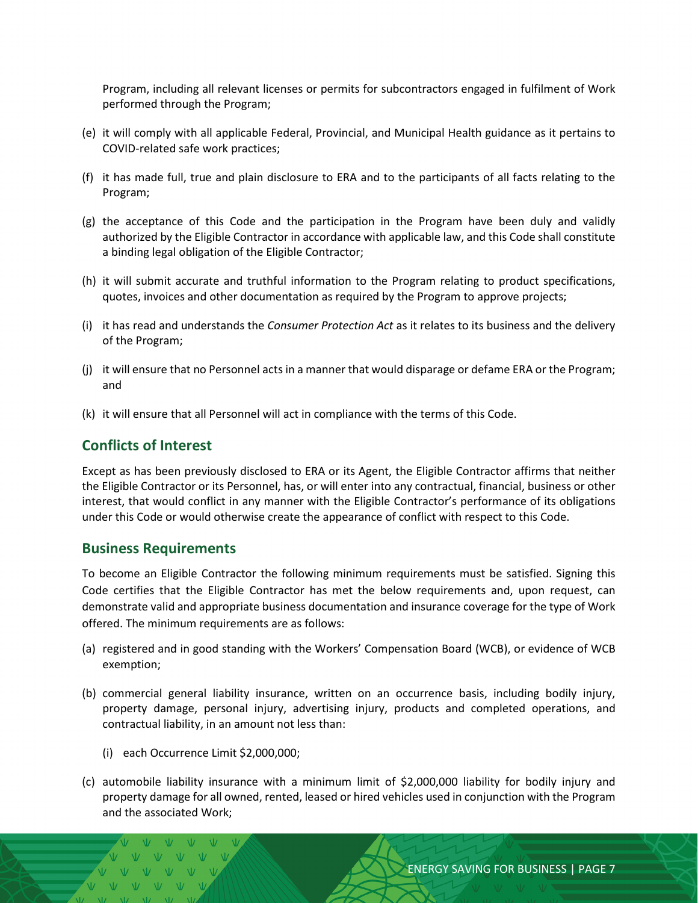Program, including all relevant licenses or permits for subcontractors engaged in fulfilment of Work performed through the Program;

(e) it will comply with all applicable Federal, Provincial, and Municipal Health guidance as it pertains to COVID-related safe work practices;

(f) it has made full, true and plain disclosure to ERA and to the participants of all facts relating to the Program;

(g) the acceptance of this Code and the participation in the Program have been duly and validly authorized by the Eligible Contractor in accordance with applicable law, and this Code shall constitute a binding legal obligation of the Eligible Contractor;

(h) it will submit accurate and truthful information to the Program relating to product specifications, quotes, invoices and other documentation as required by the Program to approve projects;

(i) it has read and understands the *Consumer Protection Act* as it relates to its business and the delivery of the Program;

(j) it will ensure that no Personnel acts in a manner that would disparage or defame ERA or the Program; and

(k) it will ensure that all Personnel will act in compliance with the terms of this Code.

## Conflicts of Interest

Except as has been previously disclosed to ERA or its Agent, the Eligible Contractor affirms that neither the Eligible Contractor or its Personnel, has, or will enter into any contractual, financial, business or other interest, that would conflict in any manner with the Eligible Contractor's performance of its obligations under this Code or would otherwise create the appearance of conflict with respect to this Code.

## Business Requirements

To become an Eligible Contractor the following minimum requirements must be satisfied. Signing this Code certifies that the Eligible Contractor has met the below requirements and, upon request, can demonstrate valid and appropriate business documentation and insurance coverage for the type of Work offered. The minimum requirements are as follows:

(a) registered and in good standing with the Workers' Compensation Board (WCB), or evidence of WCB exemption;

(b) commercial general liability insurance, written on an occurrence basis, including bodily injury, property damage, personal injury, advertising injury, products and completed operations, and contractual liability, in an amount not less than:

   (i) each Occurrence Limit $2,000,000;

(c) automobile liability insurance with a minimum limit of $2,000,000 liability for bodily injury and property damage for all owned, rented, leased or hired vehicles used in conjunction with the Program and the associated Work;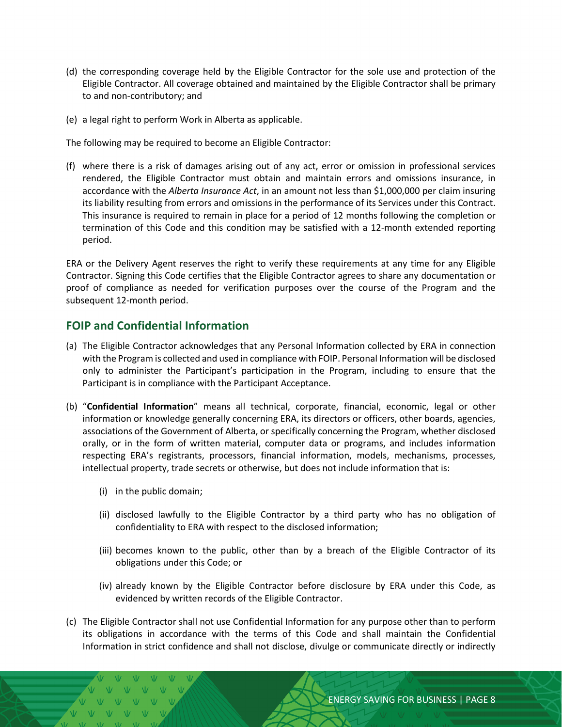(d) the corresponding coverage held by the Eligible Contractor for the sole use and protection of the Eligible Contractor. All coverage obtained and maintained by the Eligible Contractor shall be primary to and non-contributory; and

(e) a legal right to perform Work in Alberta as applicable.

The following may be required to become an Eligible Contractor:

(f) where there is a risk of damages arising out of any act, error or omission in professional services rendered, the Eligible Contractor must obtain and maintain errors and omissions insurance, in accordance with the *Alberta Insurance Act*, in an amount not less than $1,000,000 per claim insuring its liability resulting from errors and omissions in the performance of its Services under this Contract. This insurance is required to remain in place for a period of 12 months following the completion or termination of this Code and this condition may be satisfied with a 12-month extended reporting period.

ERA or the Delivery Agent reserves the right to verify these requirements at any time for any Eligible Contractor. Signing this Code certifies that the Eligible Contractor agrees to share any documentation or proof of compliance as needed for verification purposes over the course of the Program and the subsequent 12-month period.

## FOIP and Confidential Information

(a) The Eligible Contractor acknowledges that any Personal Information collected by ERA in connection with the Program is collected and used in compliance with FOIP. Personal Information will be disclosed only to administer the Participant's participation in the Program, including to ensure that the Participant is in compliance with the Participant Acceptance.

(b) "**Confidential Information**" means all technical, corporate, financial, economic, legal or other information or knowledge generally concerning ERA, its directors or officers, other boards, agencies, associations of the Government of Alberta, or specifically concerning the Program, whether disclosed orally, or in the form of written material, computer data or programs, and includes information respecting ERA's registrants, processors, financial information, models, mechanisms, processes, intellectual property, trade secrets or otherwise, but does not include information that is:

   (i) in the public domain;

   (ii) disclosed lawfully to the Eligible Contractor by a third party who has no obligation of confidentiality to ERA with respect to the disclosed information;

   (iii) becomes known to the public, other than by a breach of the Eligible Contractor of its obligations under this Code; or

   (iv) already known by the Eligible Contractor before disclosure by ERA under this Code, as evidenced by written records of the Eligible Contractor.

(c) The Eligible Contractor shall not use Confidential Information for any purpose other than to perform its obligations in accordance with the terms of this Code and shall maintain the Confidential Information in strict confidence and shall not disclose, divulge or communicate directly or indirectly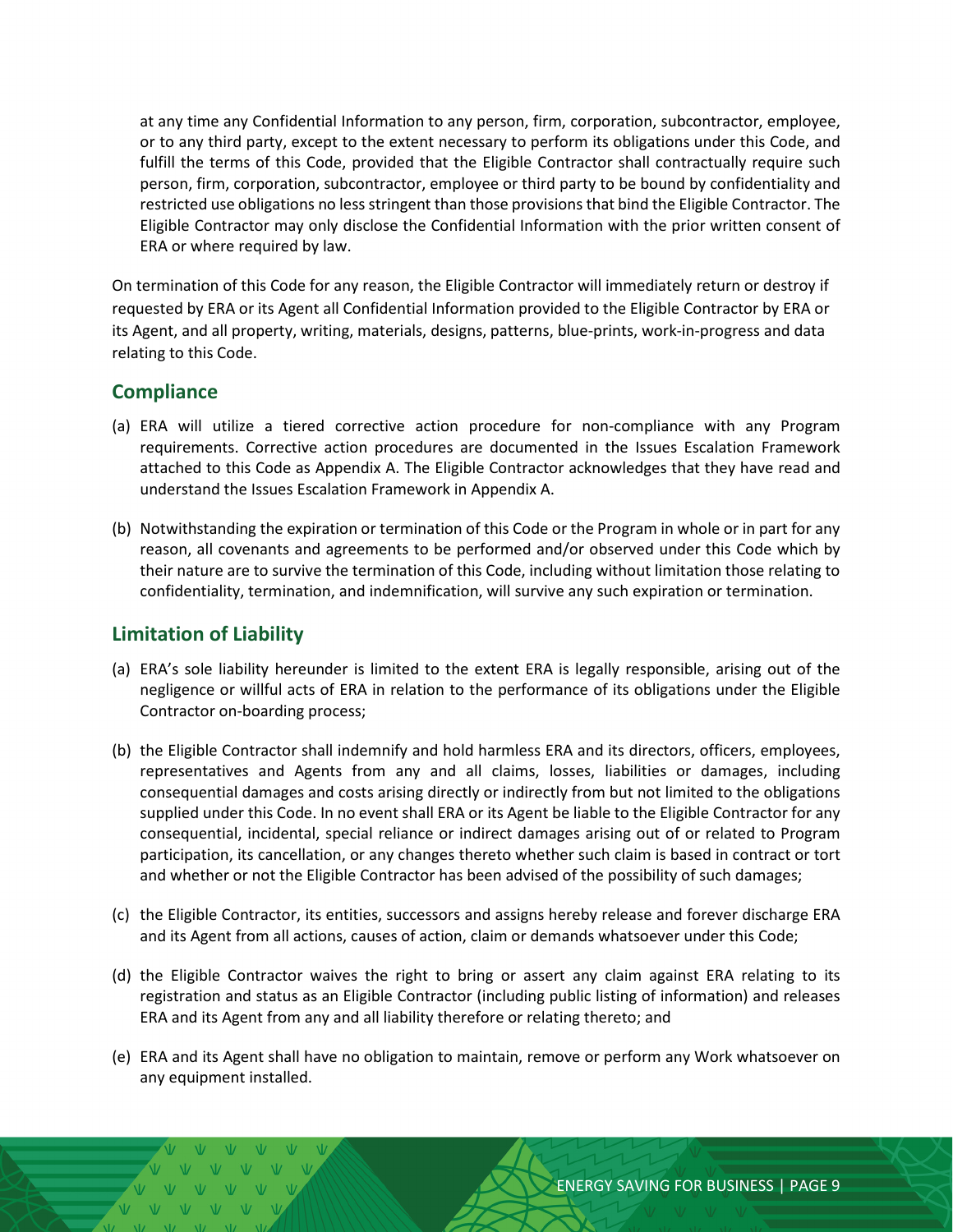at any time any Confidential Information to any person, firm, corporation, subcontractor, employee, or to any third party, except to the extent necessary to perform its obligations under this Code, and fulfill the terms of this Code, provided that the Eligible Contractor shall contractually require such person, firm, corporation, subcontractor, employee or third party to be bound by confidentiality and restricted use obligations no less stringent than those provisions that bind the Eligible Contractor. The Eligible Contractor may only disclose the Confidential Information with the prior written consent of ERA or where required by law.

On termination of this Code for any reason, the Eligible Contractor will immediately return or destroy if requested by ERA or its Agent all Confidential Information provided to the Eligible Contractor by ERA or its Agent, and all property, writing, materials, designs, patterns, blue-prints, work-in-progress and data relating to this Code.

## Compliance

(a) ERA will utilize a tiered corrective action procedure for non-compliance with any Program requirements. Corrective action procedures are documented in the Issues Escalation Framework attached to this Code as Appendix A. The Eligible Contractor acknowledges that they have read and understand the Issues Escalation Framework in Appendix A.

(b) Notwithstanding the expiration or termination of this Code or the Program in whole or in part for any reason, all covenants and agreements to be performed and/or observed under this Code which by their nature are to survive the termination of this Code, including without limitation those relating to confidentiality, termination, and indemnification, will survive any such expiration or termination.

## Limitation of Liability

(a) ERA's sole liability hereunder is limited to the extent ERA is legally responsible, arising out of the negligence or willful acts of ERA in relation to the performance of its obligations under the Eligible Contractor on-boarding process;

(b) the Eligible Contractor shall indemnify and hold harmless ERA and its directors, officers, employees, representatives and Agents from any and all claims, losses, liabilities or damages, including consequential damages and costs arising directly or indirectly from but not limited to the obligations supplied under this Code. In no event shall ERA or its Agent be liable to the Eligible Contractor for any consequential, incidental, special reliance or indirect damages arising out of or related to Program participation, its cancellation, or any changes thereto whether such claim is based in contract or tort and whether or not the Eligible Contractor has been advised of the possibility of such damages;

(c) the Eligible Contractor, its entities, successors and assigns hereby release and forever discharge ERA and its Agent from all actions, causes of action, claim or demands whatsoever under this Code;

(d) the Eligible Contractor waives the right to bring or assert any claim against ERA relating to its registration and status as an Eligible Contractor (including public listing of information) and releases ERA and its Agent from any and all liability therefore or relating thereto; and

(e) ERA and its Agent shall have no obligation to maintain, remove or perform any Work whatsoever on any equipment installed.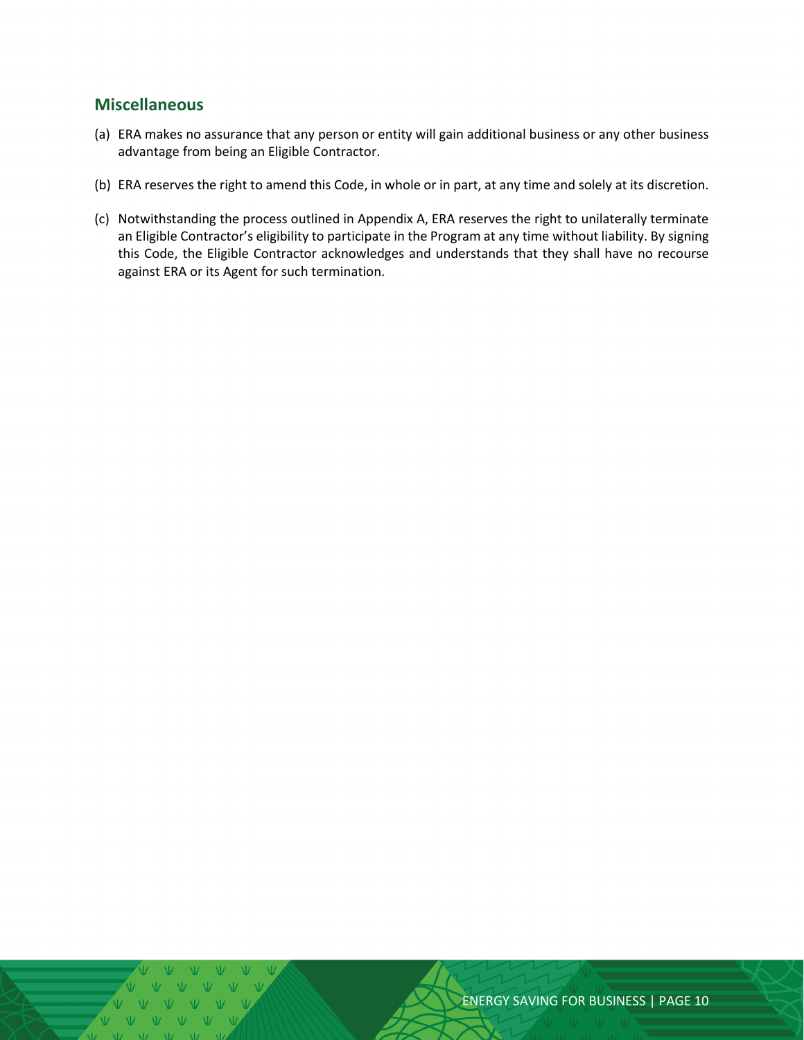## Miscellaneous

(a) ERA makes no assurance that any person or entity will gain additional business or any other business advantage from being an Eligible Contractor.

(b) ERA reserves the right to amend this Code, in whole or in part, at any time and solely at its discretion.

(c) Notwithstanding the process outlined in Appendix A, ERA reserves the right to unilaterally terminate an Eligible Contractor's eligibility to participate in the Program at any time without liability. By signing this Code, the Eligible Contractor acknowledges and understands that they shall have no recourse against ERA or its Agent for such termination.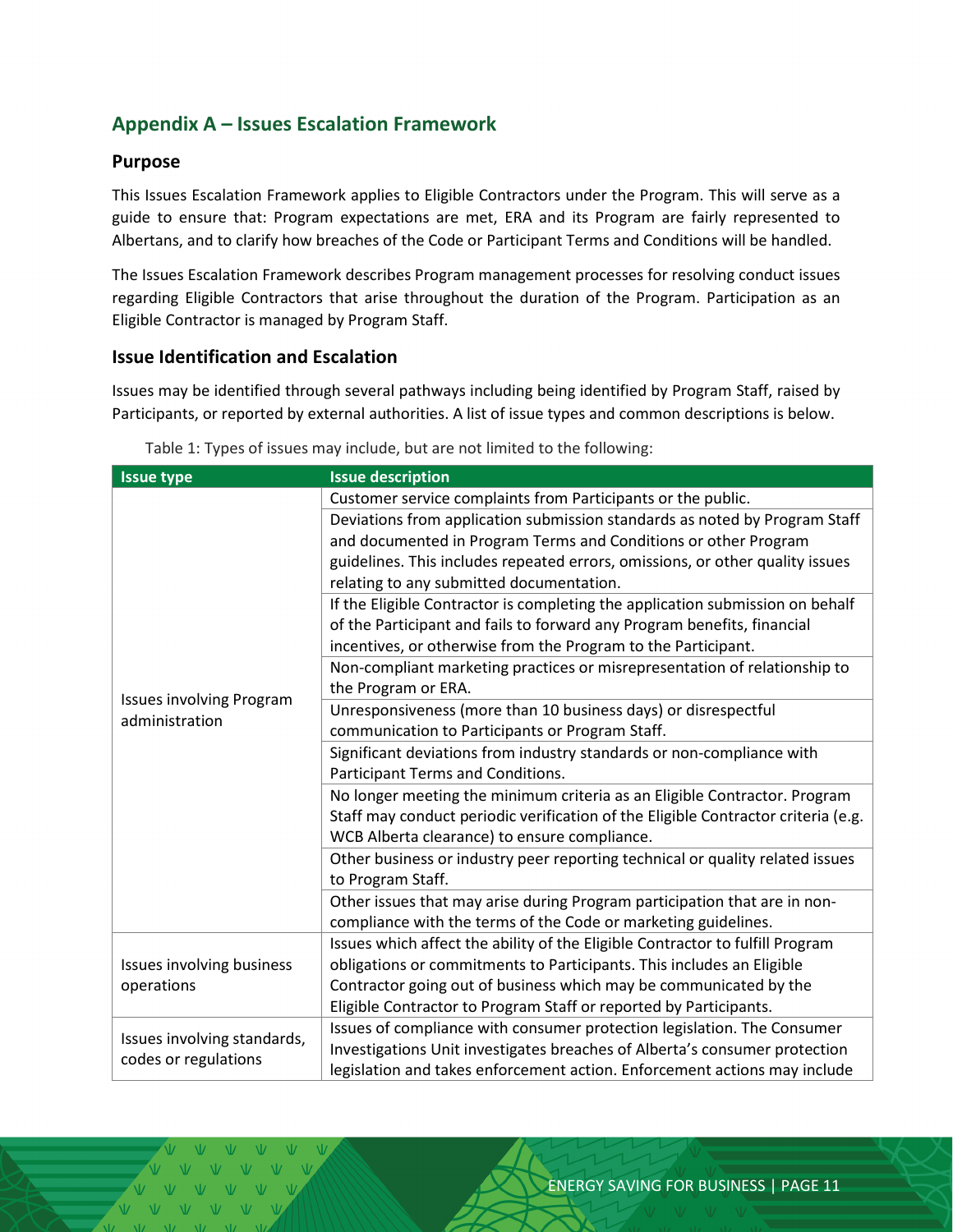## Appendix A – Issues Escalation Framework

### Purpose

This Issues Escalation Framework applies to Eligible Contractors under the Program. This will serve as a guide to ensure that: Program expectations are met, ERA and its Program are fairly represented to Albertans, and to clarify how breaches of the Code or Participant Terms and Conditions will be handled.

The Issues Escalation Framework describes Program management processes for resolving conduct issues regarding Eligible Contractors that arise throughout the duration of the Program. Participation as an Eligible Contractor is managed by Program Staff.

### Issue Identification and Escalation

Issues may be identified through several pathways including being identified by Program Staff, raised by Participants, or reported by external authorities. A list of issue types and common descriptions is below.

Table 1: Types of issues may include, but are not limited to the following:

| Issue type | Issue description |
|---|---|
| Issues involving Program administration | Customer service complaints from Participants or the public. |
| | Deviations from application submission standards as noted by Program Staff and documented in Program Terms and Conditions or other Program guidelines. This includes repeated errors, omissions, or other quality issues relating to any submitted documentation. |
| | If the Eligible Contractor is completing the application submission on behalf of the Participant and fails to forward any Program benefits, financial incentives, or otherwise from the Program to the Participant. |
| | Non-compliant marketing practices or misrepresentation of relationship to the Program or ERA. |
| | Unresponsiveness (more than 10 business days) or disrespectful communication to Participants or Program Staff. |
| | Significant deviations from industry standards or non-compliance with Participant Terms and Conditions. |
| | No longer meeting the minimum criteria as an Eligible Contractor. Program Staff may conduct periodic verification of the Eligible Contractor criteria (e.g. WCB Alberta clearance) to ensure compliance. |
| | Other business or industry peer reporting technical or quality related issues to Program Staff. |
| | Other issues that may arise during Program participation that are in non-compliance with the terms of the Code or marketing guidelines. |
| Issues involving business operations | Issues which affect the ability of the Eligible Contractor to fulfill Program obligations or commitments to Participants. This includes an Eligible Contractor going out of business which may be communicated by the Eligible Contractor to Program Staff or reported by Participants. |
| Issues involving standards, codes or regulations | Issues of compliance with consumer protection legislation. The Consumer Investigations Unit investigates breaches of Alberta's consumer protection legislation and takes enforcement action. Enforcement actions may include |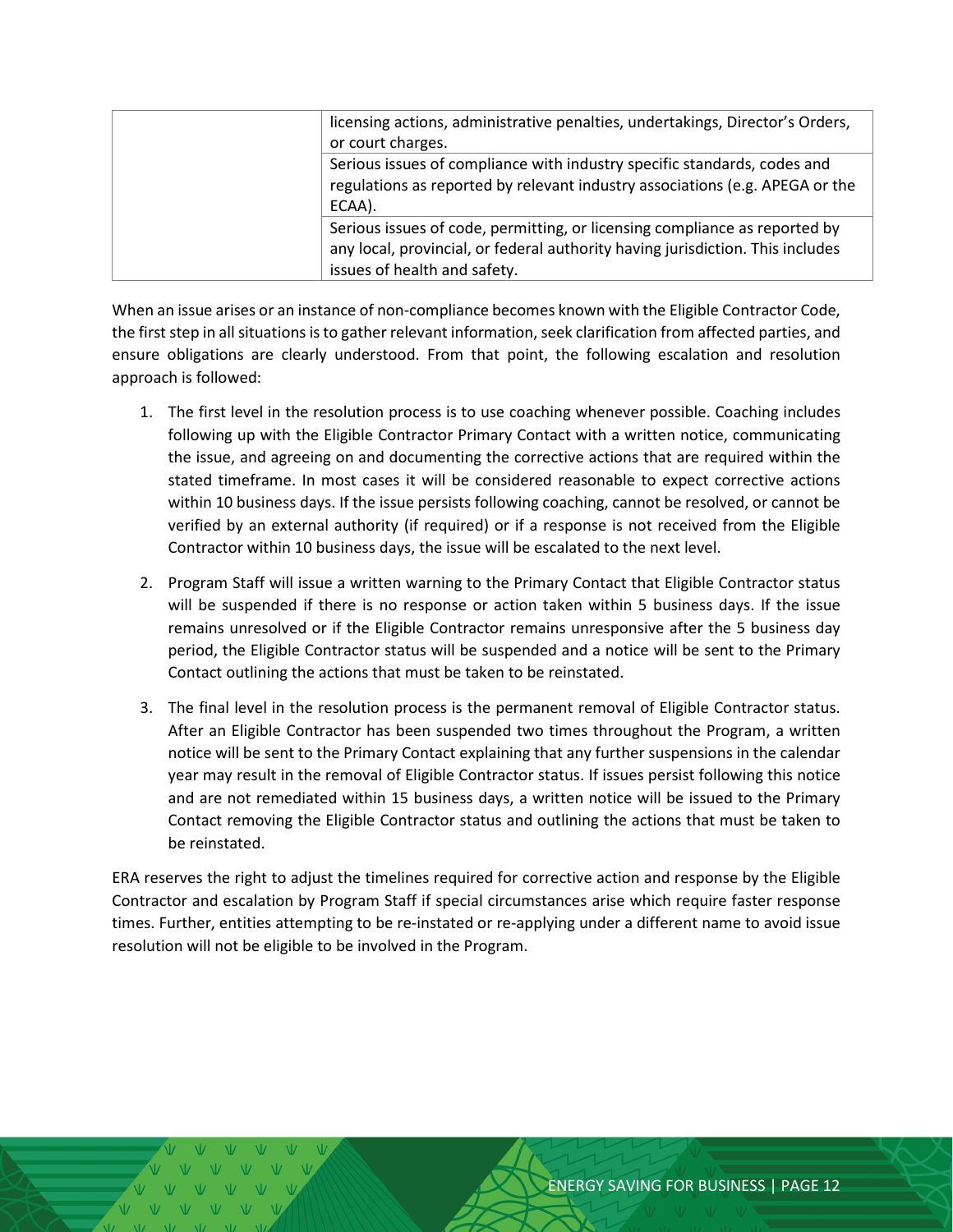| | |
|---|---|
| | licensing actions, administrative penalties, undertakings, Director's Orders, or court charges. |
| | Serious issues of compliance with industry specific standards, codes and regulations as reported by relevant industry associations (e.g. APEGA or the ECAA). |
| | Serious issues of code, permitting, or licensing compliance as reported by any local, provincial, or federal authority having jurisdiction. This includes issues of health and safety. |

When an issue arises or an instance of non-compliance becomes known with the Eligible Contractor Code, the first step in all situations is to gather relevant information, seek clarification from affected parties, and ensure obligations are clearly understood. From that point, the following escalation and resolution approach is followed:

1. The first level in the resolution process is to use coaching whenever possible. Coaching includes following up with the Eligible Contractor Primary Contact with a written notice, communicating the issue, and agreeing on and documenting the corrective actions that are required within the stated timeframe. In most cases it will be considered reasonable to expect corrective actions within 10 business days. If the issue persists following coaching, cannot be resolved, or cannot be verified by an external authority (if required) or if a response is not received from the Eligible Contractor within 10 business days, the issue will be escalated to the next level.

2. Program Staff will issue a written warning to the Primary Contact that Eligible Contractor status will be suspended if there is no response or action taken within 5 business days. If the issue remains unresolved or if the Eligible Contractor remains unresponsive after the 5 business day period, the Eligible Contractor status will be suspended and a notice will be sent to the Primary Contact outlining the actions that must be taken to be reinstated.

3. The final level in the resolution process is the permanent removal of Eligible Contractor status. After an Eligible Contractor has been suspended two times throughout the Program, a written notice will be sent to the Primary Contact explaining that any further suspensions in the calendar year may result in the removal of Eligible Contractor status. If issues persist following this notice and are not remediated within 15 business days, a written notice will be issued to the Primary Contact removing the Eligible Contractor status and outlining the actions that must be taken to be reinstated.

ERA reserves the right to adjust the timelines required for corrective action and response by the Eligible Contractor and escalation by Program Staff if special circumstances arise which require faster response times. Further, entities attempting to be re-instated or re-applying under a different name to avoid issue resolution will not be eligible to be involved in the Program.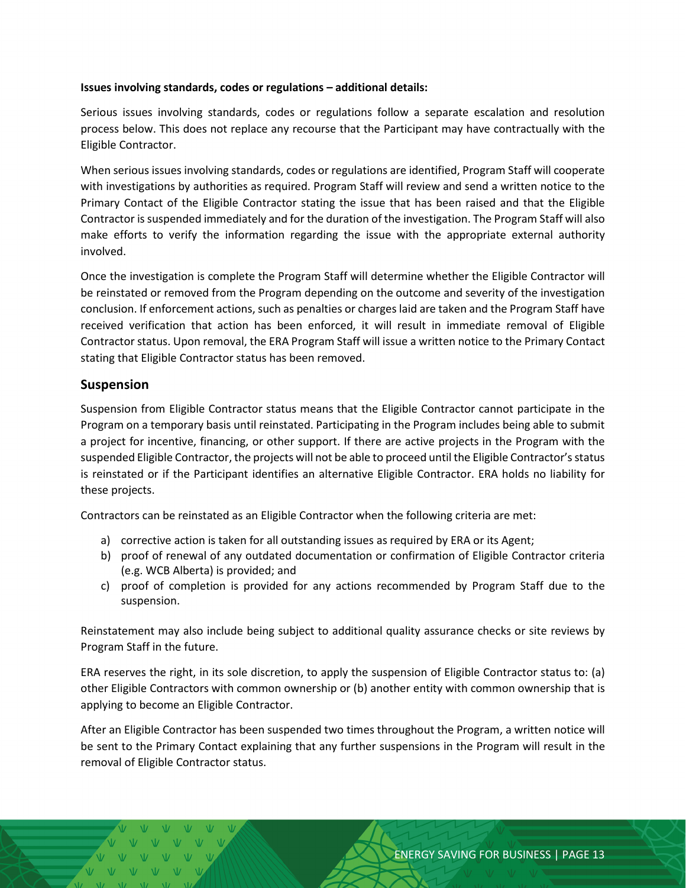**Issues involving standards, codes or regulations – additional details:**

Serious issues involving standards, codes or regulations follow a separate escalation and resolution process below. This does not replace any recourse that the Participant may have contractually with the Eligible Contractor.

When serious issues involving standards, codes or regulations are identified, Program Staff will cooperate with investigations by authorities as required. Program Staff will review and send a written notice to the Primary Contact of the Eligible Contractor stating the issue that has been raised and that the Eligible Contractor is suspended immediately and for the duration of the investigation. The Program Staff will also make efforts to verify the information regarding the issue with the appropriate external authority involved.

Once the investigation is complete the Program Staff will determine whether the Eligible Contractor will be reinstated or removed from the Program depending on the outcome and severity of the investigation conclusion. If enforcement actions, such as penalties or charges laid are taken and the Program Staff have received verification that action has been enforced, it will result in immediate removal of Eligible Contractor status. Upon removal, the ERA Program Staff will issue a written notice to the Primary Contact stating that Eligible Contractor status has been removed.

## Suspension

Suspension from Eligible Contractor status means that the Eligible Contractor cannot participate in the Program on a temporary basis until reinstated. Participating in the Program includes being able to submit a project for incentive, financing, or other support. If there are active projects in the Program with the suspended Eligible Contractor, the projects will not be able to proceed until the Eligible Contractor's status is reinstated or if the Participant identifies an alternative Eligible Contractor. ERA holds no liability for these projects.

Contractors can be reinstated as an Eligible Contractor when the following criteria are met:

a) corrective action is taken for all outstanding issues as required by ERA or its Agent;
b) proof of renewal of any outdated documentation or confirmation of Eligible Contractor criteria (e.g. WCB Alberta) is provided; and
c) proof of completion is provided for any actions recommended by Program Staff due to the suspension.

Reinstatement may also include being subject to additional quality assurance checks or site reviews by Program Staff in the future.

ERA reserves the right, in its sole discretion, to apply the suspension of Eligible Contractor status to: (a) other Eligible Contractors with common ownership or (b) another entity with common ownership that is applying to become an Eligible Contractor.

After an Eligible Contractor has been suspended two times throughout the Program, a written notice will be sent to the Primary Contact explaining that any further suspensions in the Program will result in the removal of Eligible Contractor status.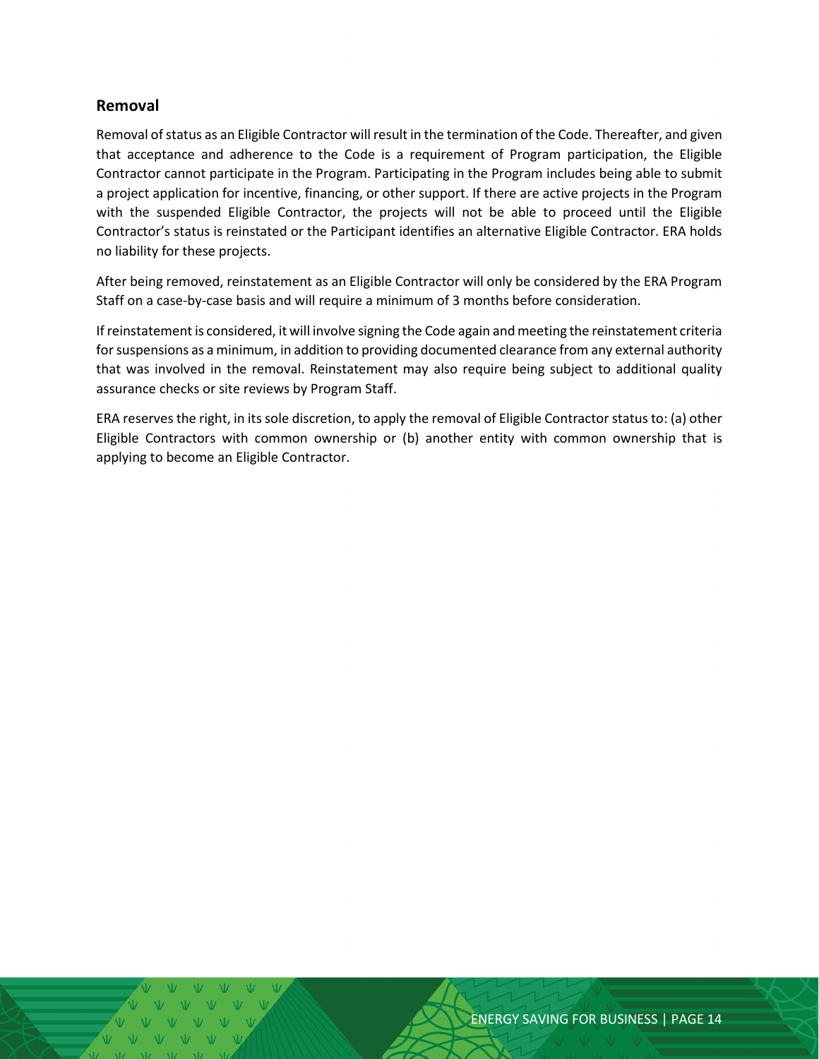## Removal

Removal of status as an Eligible Contractor will result in the termination of the Code. Thereafter, and given that acceptance and adherence to the Code is a requirement of Program participation, the Eligible Contractor cannot participate in the Program. Participating in the Program includes being able to submit a project application for incentive, financing, or other support. If there are active projects in the Program with the suspended Eligible Contractor, the projects will not be able to proceed until the Eligible Contractor's status is reinstated or the Participant identifies an alternative Eligible Contractor. ERA holds no liability for these projects.

After being removed, reinstatement as an Eligible Contractor will only be considered by the ERA Program Staff on a case-by-case basis and will require a minimum of 3 months before consideration.

If reinstatement is considered, it will involve signing the Code again and meeting the reinstatement criteria for suspensions as a minimum, in addition to providing documented clearance from any external authority that was involved in the removal. Reinstatement may also require being subject to additional quality assurance checks or site reviews by Program Staff.

ERA reserves the right, in its sole discretion, to apply the removal of Eligible Contractor status to: (a) other Eligible Contractors with common ownership or (b) another entity with common ownership that is applying to become an Eligible Contractor.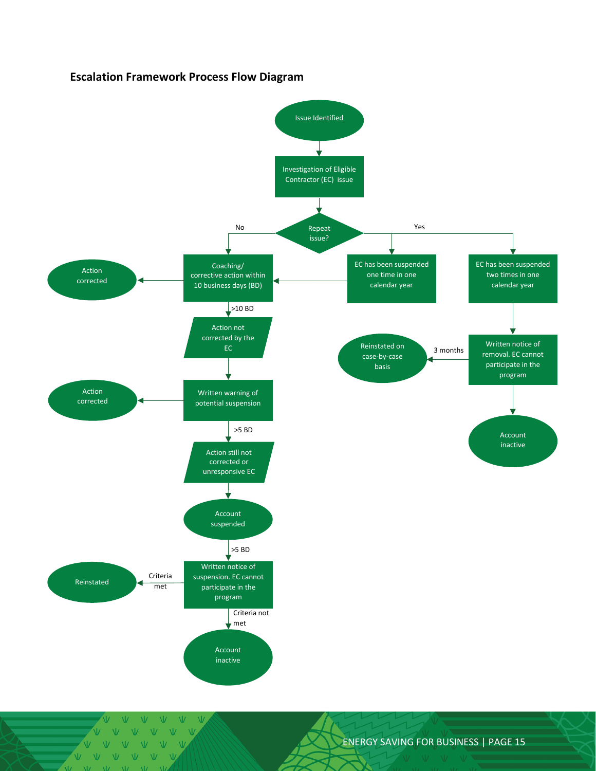## Escalation Framework Process Flow Diagram

Issue Identified

Investigation of Eligible Contractor (EC) issue

Repeat issue?

No

Yes

Coaching/ corrective action within 10 business days (BD)

EC has been suspended one time in one calendar year

EC has been suspended two times in one calendar year

Action corrected

>10 BD

Action not corrected by the EC

Written notice of removal. EC cannot participate in the program

3 months

Reinstated on case-by-case basis

Written warning of potential suspension

Action corrected

Account inactive

>5 BD

Action still not corrected or unresponsive EC

Account suspended

>5 BD

Written notice of suspension. EC cannot participate in the program

Criteria met

Reinstated

Criteria not met

Account inactive